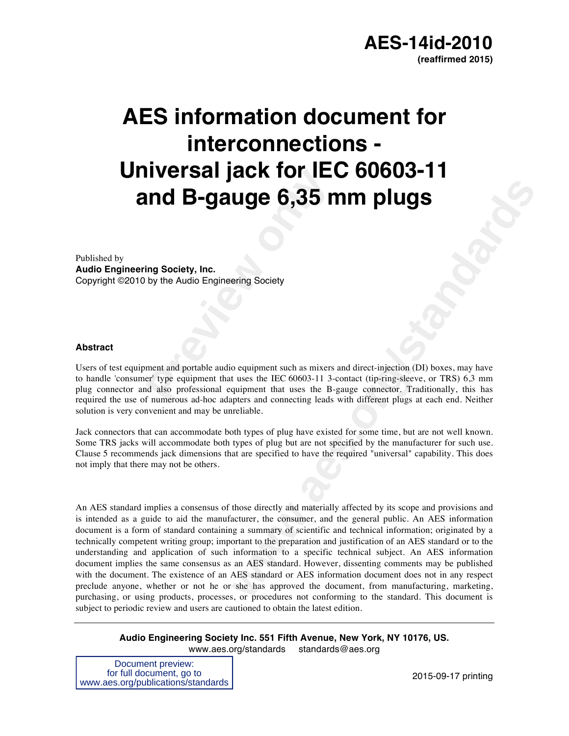**AES-14id-2010**
**(reaffirmed 2015)**

# AES information document for interconnections - Universal jack for IEC 60603-11 and B-gauge 6,35 mm plugs

Published by
**Audio Engineering Society, Inc.**
Copyright ©2010 by the Audio Engineering Society

### Abstract

Users of test equipment and portable audio equipment such as mixers and direct-injection (DI) boxes, may have to handle 'consumer' type equipment that uses the IEC 60603-11 3-contact (tip-ring-sleeve, or TRS) 6,3 mm plug connector and also professional equipment that uses the B-gauge connector. Traditionally, this has required the use of numerous ad-hoc adapters and connecting leads with different plugs at each end. Neither solution is very convenient and may be unreliable.

Jack connectors that can accommodate both types of plug have existed for some time, but are not well known. Some TRS jacks will accommodate both types of plug but are not specified by the manufacturer for such use. Clause 5 recommends jack dimensions that are specified to have the required "universal" capability. This does not imply that there may not be others.

An AES standard implies a consensus of those directly and materially affected by its scope and provisions and is intended as a guide to aid the manufacturer, the consumer, and the general public. An AES information document is a form of standard containing a summary of scientific and technical information; originated by a technically competent writing group; important to the preparation and justification of an AES standard or to the understanding and application of such information to a specific technical subject. An AES information document implies the same consensus as an AES standard. However, dissenting comments may be published with the document. The existence of an AES standard or AES information document does not in any respect preclude anyone, whether or not he or she has approved the document, from manufacturing, marketing, purchasing, or using products, processes, or procedures not conforming to the standard. This document is subject to periodic review and users are cautioned to obtain the latest edition.

**Audio Engineering Society Inc. 551 Fifth Avenue, New York, NY 10176, US.**
www.aes.org/standards standards@aes.org

Document preview:
for full document, go to
www.aes.org/publications/standards

2015-09-17 printing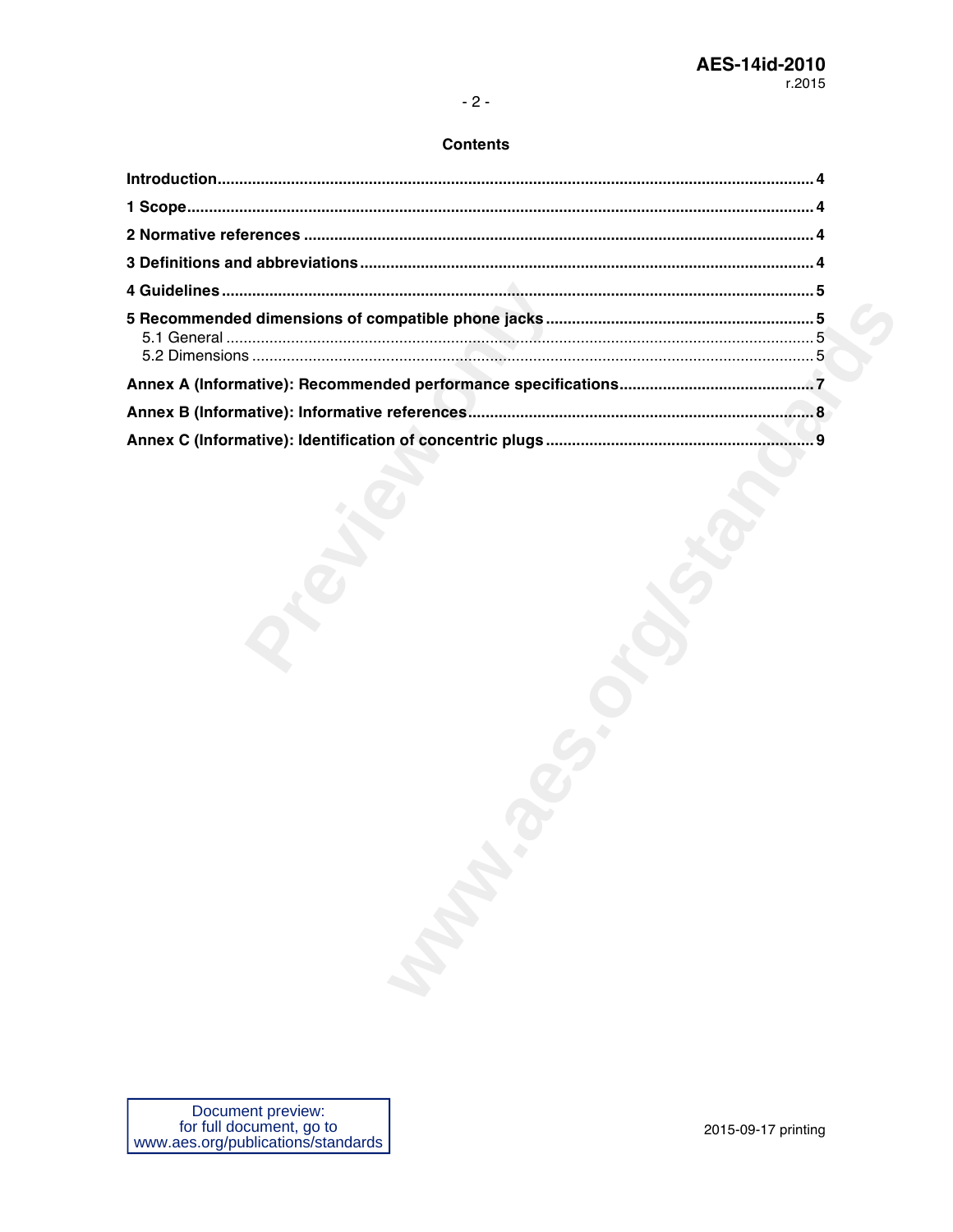## Contents

**Introduction** .......... **4**

**1 Scope** .......... **4**

**2 Normative references** .......... **4**

**3 Definitions and abbreviations** .......... **4**

**4 Guidelines** .......... **5**

**5 Recommended dimensions of compatible phone jacks** .......... **5**

5.1 General .......... 5

5.2 Dimensions .......... 5

**Annex A (Informative): Recommended performance specifications** .......... **7**

**Annex B (Informative): Informative references** .......... **8**

**Annex C (Informative): Identification of concentric plugs** .......... **9**

Document preview:
for full document, go to
www.aes.org/publications/standards

2015-09-17 printing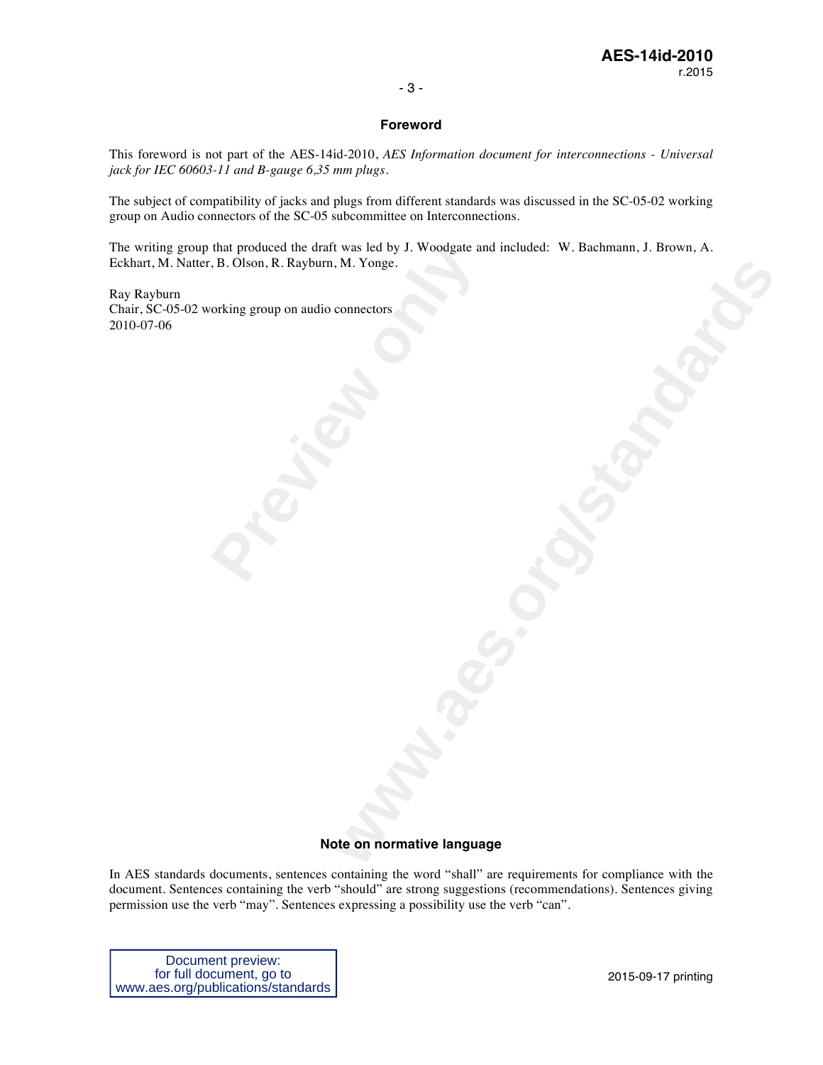## Foreword

This foreword is not part of the AES-14id-2010, *AES Information document for interconnections - Universal jack for IEC 60603-11 and B-gauge 6,35 mm plugs*.

The subject of compatibility of jacks and plugs from different standards was discussed in the SC-05-02 working group on Audio connectors of the SC-05 subcommittee on Interconnections.

The writing group that produced the draft was led by J. Woodgate and included: W. Bachmann, J. Brown, A. Eckhart, M. Natter, B. Olson, R. Rayburn, M. Yonge.

Ray Rayburn
Chair, SC-05-02 working group on audio connectors
2010-07-06

## Note on normative language

In AES standards documents, sentences containing the word "shall" are requirements for compliance with the document. Sentences containing the verb "should" are strong suggestions (recommendations). Sentences giving permission use the verb "may". Sentences expressing a possibility use the verb "can".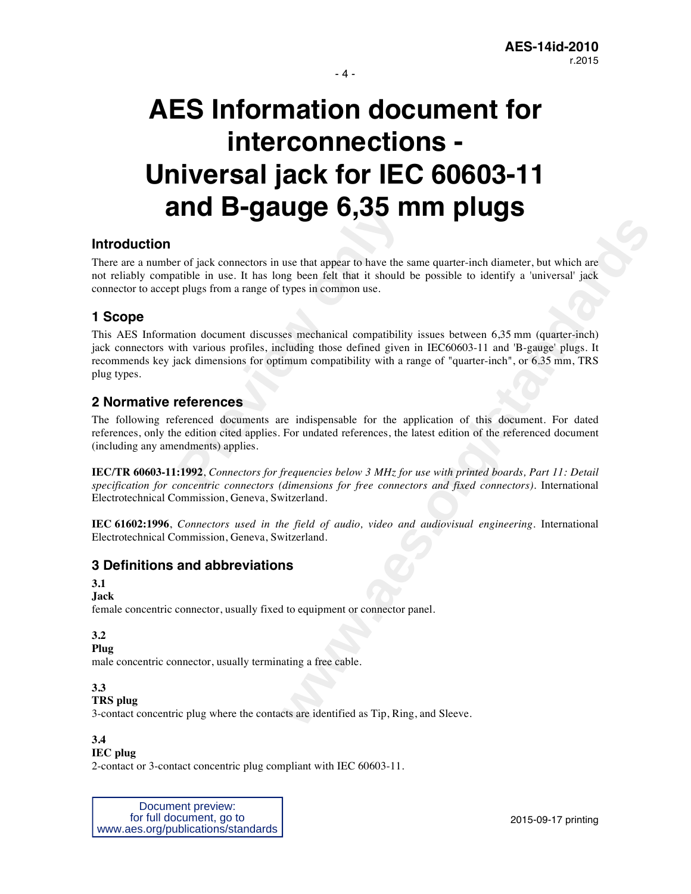# AES Information document for interconnections - Universal jack for IEC 60603-11 and B-gauge 6,35 mm plugs

## Introduction

There are a number of jack connectors in use that appear to have the same quarter-inch diameter, but which are not reliably compatible in use. It has long been felt that it should be possible to identify a 'universal' jack connector to accept plugs from a range of types in common use.

## 1 Scope

This AES Information document discusses mechanical compatibility issues between 6,35 mm (quarter-inch) jack connectors with various profiles, including those defined given in IEC60603-11 and 'B-gauge' plugs. It recommends key jack dimensions for optimum compatibility with a range of "quarter-inch", or 6.35 mm, TRS plug types.

## 2 Normative references

The following referenced documents are indispensable for the application of this document. For dated references, only the edition cited applies. For undated references, the latest edition of the referenced document (including any amendments) applies.

**IEC/TR 60603-11:1992**, *Connectors for frequencies below 3 MHz for use with printed boards, Part 11: Detail specification for concentric connectors (dimensions for free connectors and fixed connectors).* International Electrotechnical Commission, Geneva, Switzerland.

**IEC 61602:1996**, *Connectors used in the field of audio, video and audiovisual engineering.* International Electrotechnical Commission, Geneva, Switzerland.

## 3 Definitions and abbreviations

**3.1**
**Jack**
female concentric connector, usually fixed to equipment or connector panel.

**3.2**
**Plug**
male concentric connector, usually terminating a free cable.

**3.3**
**TRS plug**
3-contact concentric plug where the contacts are identified as Tip, Ring, and Sleeve.

**3.4**
**IEC plug**
2-contact or 3-contact concentric plug compliant with IEC 60603-11.